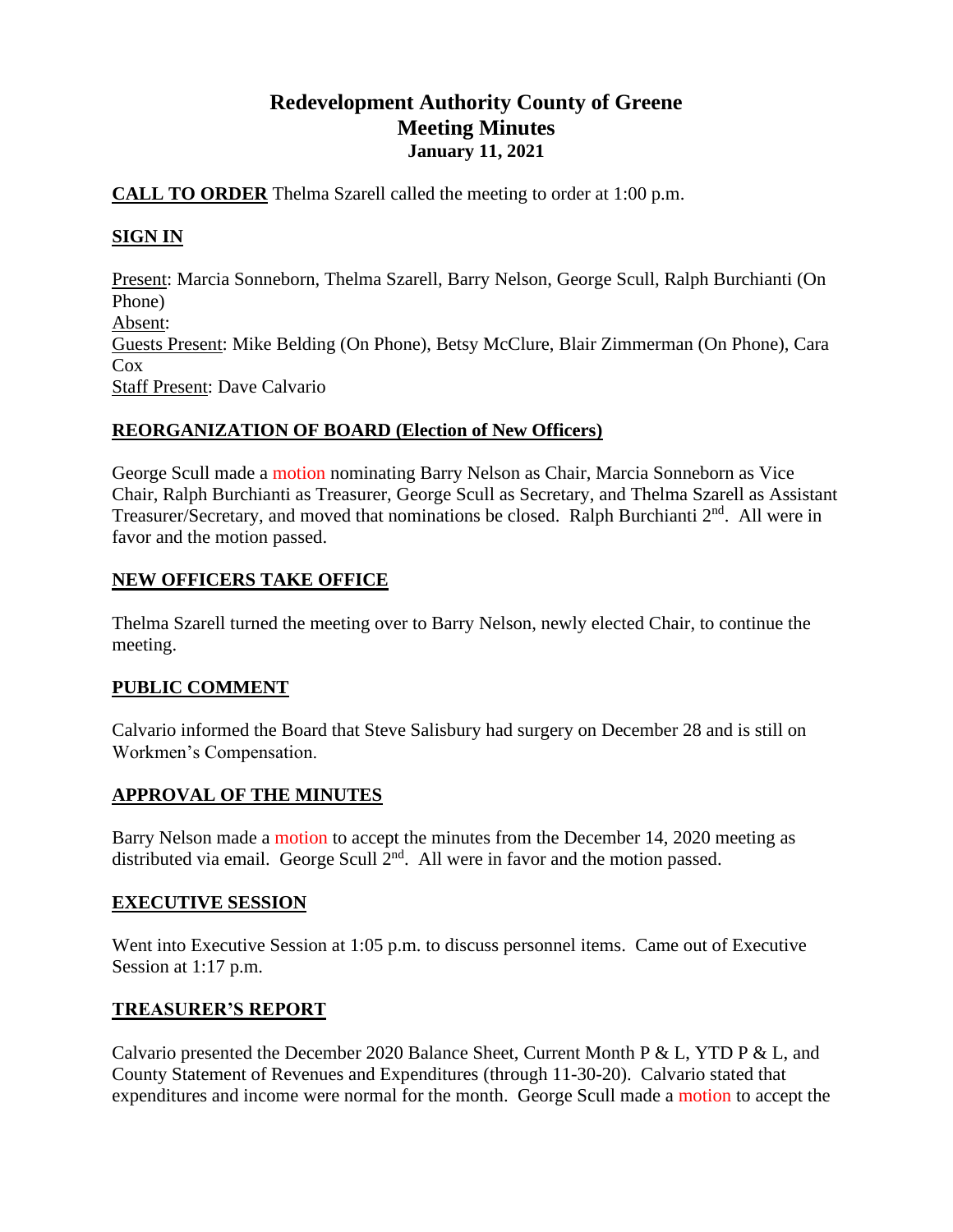# Redevelopment Authority County of Greene
## Meeting Minutes
### January 11, 2021

**CALL TO ORDER** Thelma Szarell called the meeting to order at 1:00 p.m.

**SIGN IN**

Present: Marcia Sonneborn, Thelma Szarell, Barry Nelson, George Scull, Ralph Burchianti (On Phone)
Absent:
Guests Present: Mike Belding (On Phone), Betsy McClure, Blair Zimmerman (On Phone), Cara Cox
Staff Present: Dave Calvario

**REORGANIZATION OF BOARD (Election of New Officers)**

George Scull made a motion nominating Barry Nelson as Chair, Marcia Sonneborn as Vice Chair, Ralph Burchianti as Treasurer, George Scull as Secretary, and Thelma Szarell as Assistant Treasurer/Secretary, and moved that nominations be closed. Ralph Burchianti 2nd. All were in favor and the motion passed.

**NEW OFFICERS TAKE OFFICE**

Thelma Szarell turned the meeting over to Barry Nelson, newly elected Chair, to continue the meeting.

**PUBLIC COMMENT**

Calvario informed the Board that Steve Salisbury had surgery on December 28 and is still on Workmen's Compensation.

**APPROVAL OF THE MINUTES**

Barry Nelson made a motion to accept the minutes from the December 14, 2020 meeting as distributed via email. George Scull 2nd. All were in favor and the motion passed.

**EXECUTIVE SESSION**

Went into Executive Session at 1:05 p.m. to discuss personnel items. Came out of Executive Session at 1:17 p.m.

**TREASURER'S REPORT**

Calvario presented the December 2020 Balance Sheet, Current Month P & L, YTD P & L, and County Statement of Revenues and Expenditures (through 11-30-20). Calvario stated that expenditures and income were normal for the month. George Scull made a motion to accept the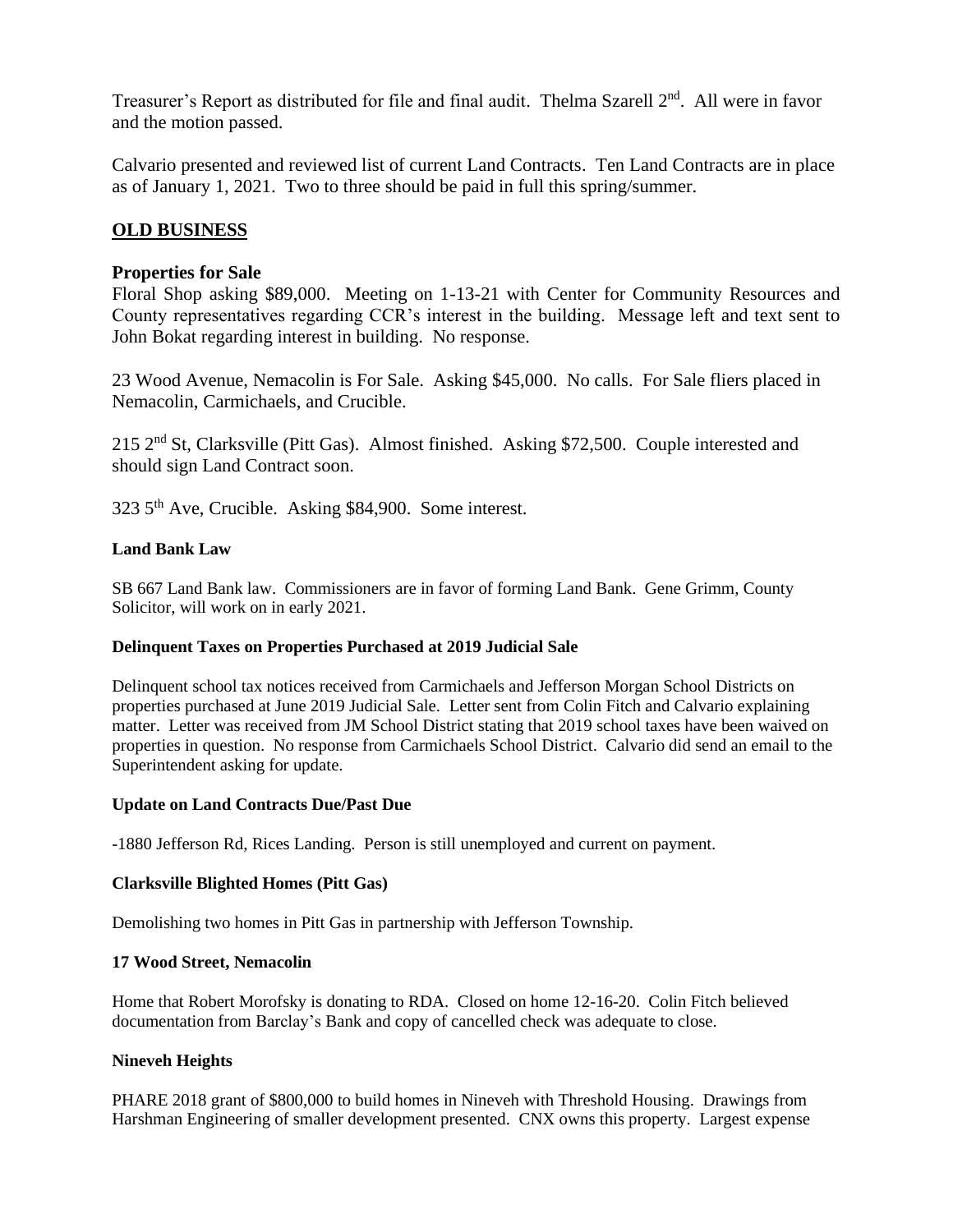Treasurer's Report as distributed for file and final audit. Thelma Szarell 2nd. All were in favor and the motion passed.

Calvario presented and reviewed list of current Land Contracts. Ten Land Contracts are in place as of January 1, 2021. Two to three should be paid in full this spring/summer.

## OLD BUSINESS

### Properties for Sale

Floral Shop asking $89,000. Meeting on 1-13-21 with Center for Community Resources and County representatives regarding CCR's interest in the building. Message left and text sent to John Bokat regarding interest in building. No response.

23 Wood Avenue, Nemacolin is For Sale. Asking $45,000. No calls. For Sale fliers placed in Nemacolin, Carmichaels, and Crucible.

215 2nd St, Clarksville (Pitt Gas). Almost finished. Asking $72,500. Couple interested and should sign Land Contract soon.

323 5th Ave, Crucible. Asking $84,900. Some interest.

#### Land Bank Law

SB 667 Land Bank law. Commissioners are in favor of forming Land Bank. Gene Grimm, County Solicitor, will work on in early 2021.

#### Delinquent Taxes on Properties Purchased at 2019 Judicial Sale

Delinquent school tax notices received from Carmichaels and Jefferson Morgan School Districts on properties purchased at June 2019 Judicial Sale. Letter sent from Colin Fitch and Calvario explaining matter. Letter was received from JM School District stating that 2019 school taxes have been waived on properties in question. No response from Carmichaels School District. Calvario did send an email to the Superintendent asking for update.

#### Update on Land Contracts Due/Past Due

-1880 Jefferson Rd, Rices Landing. Person is still unemployed and current on payment.

#### Clarksville Blighted Homes (Pitt Gas)

Demolishing two homes in Pitt Gas in partnership with Jefferson Township.

#### 17 Wood Street, Nemacolin

Home that Robert Morofsky is donating to RDA. Closed on home 12-16-20. Colin Fitch believed documentation from Barclay's Bank and copy of cancelled check was adequate to close.

#### Nineveh Heights

PHARE 2018 grant of $800,000 to build homes in Nineveh with Threshold Housing. Drawings from Harshman Engineering of smaller development presented. CNX owns this property. Largest expense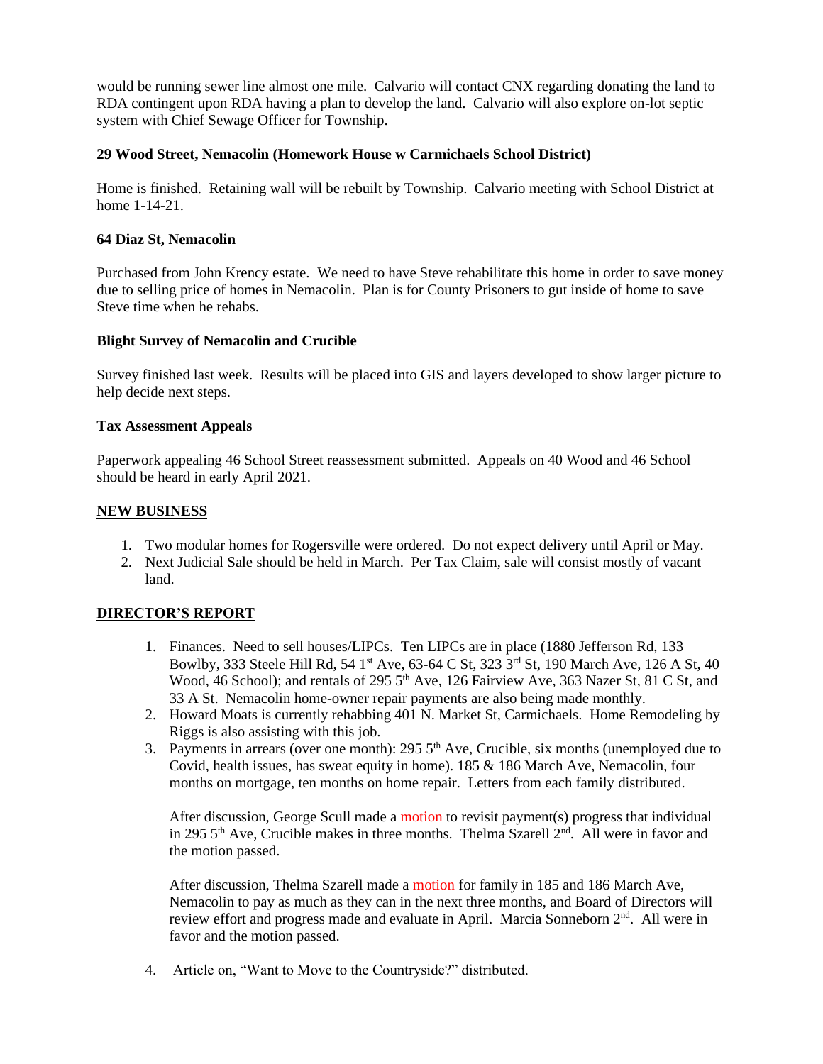would be running sewer line almost one mile. Calvario will contact CNX regarding donating the land to RDA contingent upon RDA having a plan to develop the land. Calvario will also explore on-lot septic system with Chief Sewage Officer for Township.

**29 Wood Street, Nemacolin (Homework House w Carmichaels School District)**

Home is finished. Retaining wall will be rebuilt by Township. Calvario meeting with School District at home 1-14-21.

**64 Diaz St, Nemacolin**

Purchased from John Krency estate. We need to have Steve rehabilitate this home in order to save money due to selling price of homes in Nemacolin. Plan is for County Prisoners to gut inside of home to save Steve time when he rehabs.

**Blight Survey of Nemacolin and Crucible**

Survey finished last week. Results will be placed into GIS and layers developed to show larger picture to help decide next steps.

**Tax Assessment Appeals**

Paperwork appealing 46 School Street reassessment submitted. Appeals on 40 Wood and 46 School should be heard in early April 2021.

## NEW BUSINESS

1. Two modular homes for Rogersville were ordered. Do not expect delivery until April or May.
2. Next Judicial Sale should be held in March. Per Tax Claim, sale will consist mostly of vacant land.

## DIRECTOR'S REPORT

1. Finances. Need to sell houses/LIPCs. Ten LIPCs are in place (1880 Jefferson Rd, 133 Bowlby, 333 Steele Hill Rd, 54 1st Ave, 63-64 C St, 323 3rd St, 190 March Ave, 126 A St, 40 Wood, 46 School); and rentals of 295 5th Ave, 126 Fairview Ave, 363 Nazer St, 81 C St, and 33 A St. Nemacolin home-owner repair payments are also being made monthly.
2. Howard Moats is currently rehabbing 401 N. Market St, Carmichaels. Home Remodeling by Riggs is also assisting with this job.
3. Payments in arrears (over one month): 295 5th Ave, Crucible, six months (unemployed due to Covid, health issues, has sweat equity in home). 185 & 186 March Ave, Nemacolin, four months on mortgage, ten months on home repair. Letters from each family distributed.

   After discussion, George Scull made a motion to revisit payment(s) progress that individual in 295 5th Ave, Crucible makes in three months. Thelma Szarell 2nd. All were in favor and the motion passed.

   After discussion, Thelma Szarell made a motion for family in 185 and 186 March Ave, Nemacolin to pay as much as they can in the next three months, and Board of Directors will review effort and progress made and evaluate in April. Marcia Sonneborn 2nd. All were in favor and the motion passed.

4. Article on, "Want to Move to the Countryside?" distributed.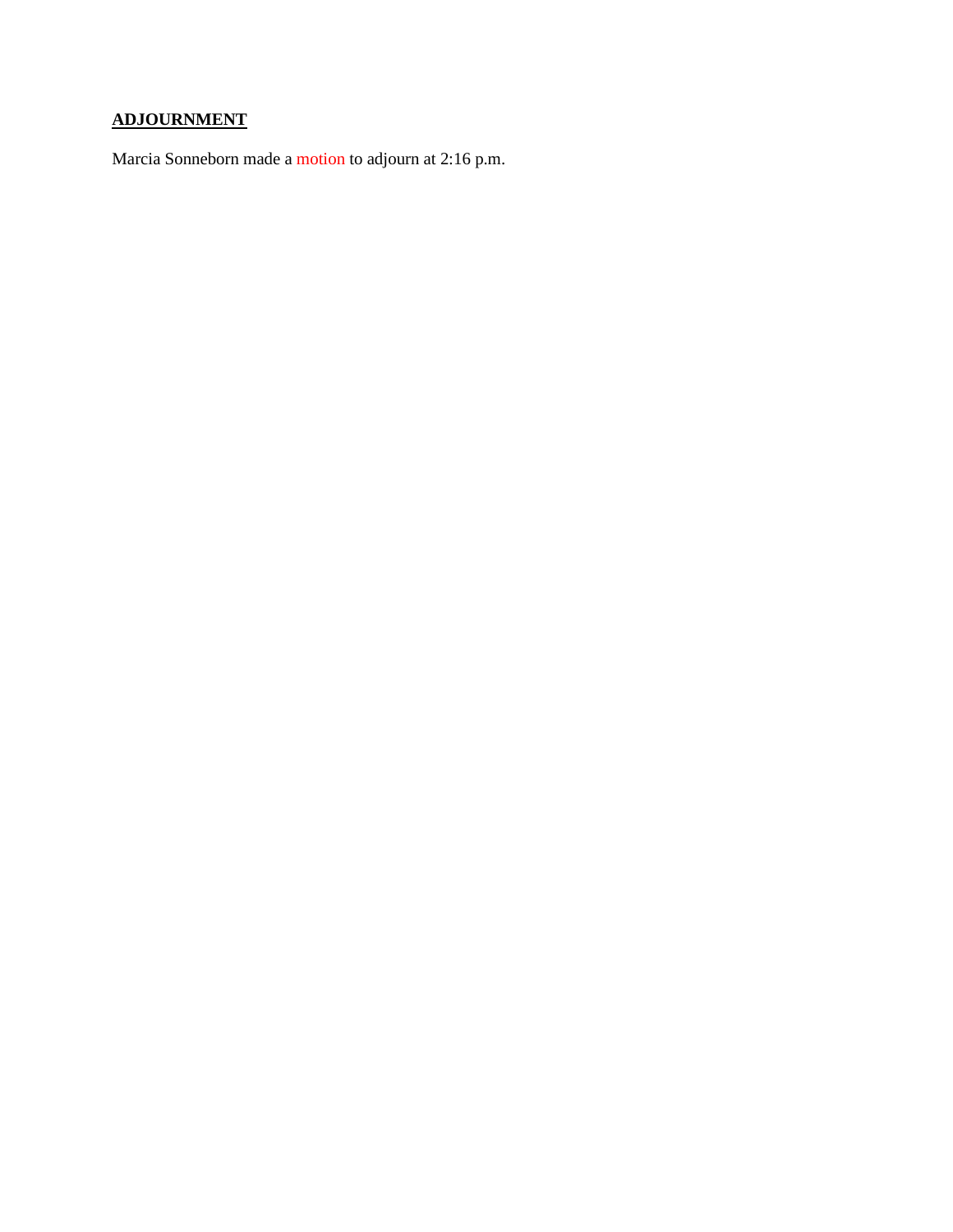**ADJOURNMENT**

Marcia Sonneborn made a motion to adjourn at 2:16 p.m.